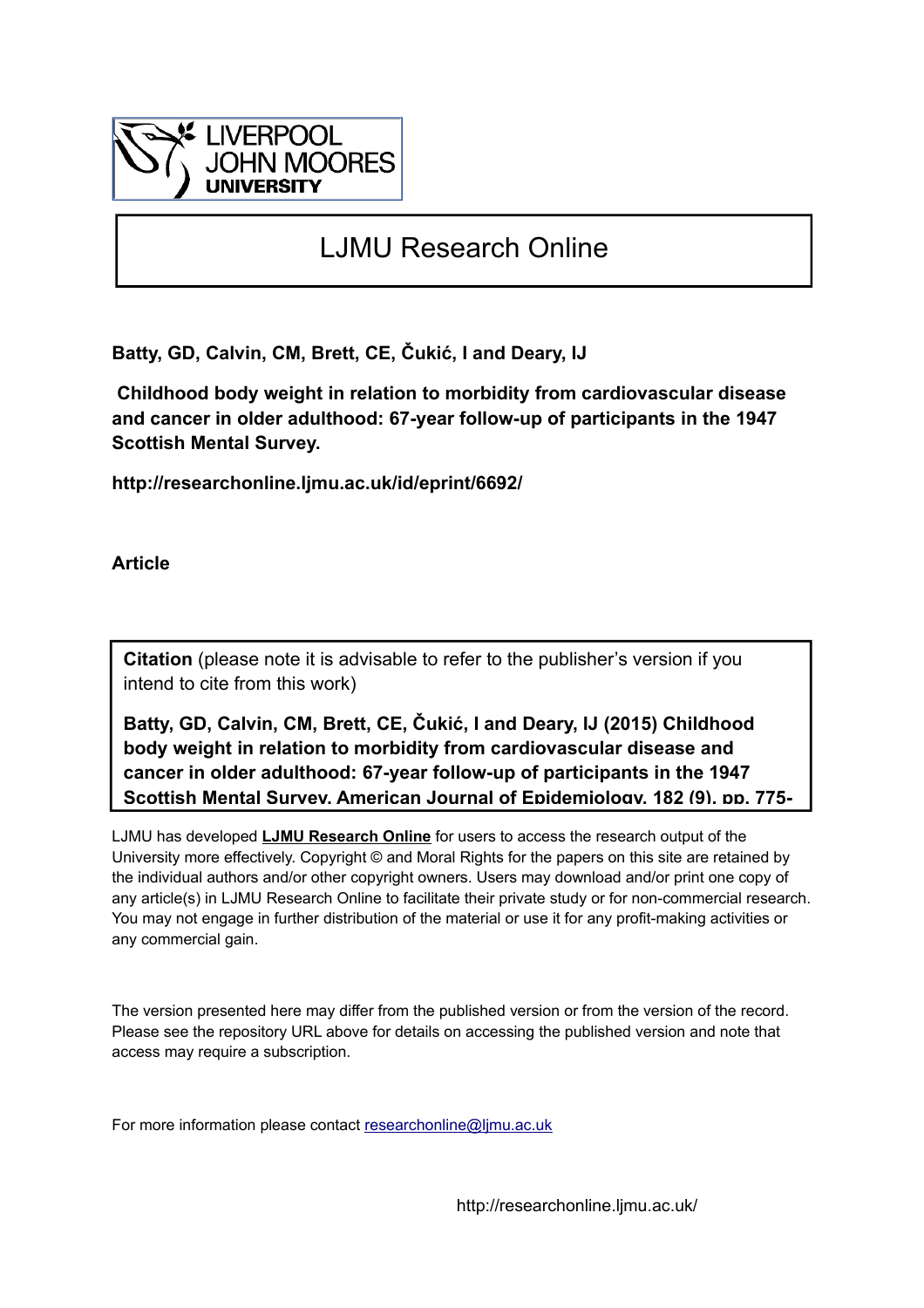LIVERPOOL JOHN MOORES UNIVERSITY

# LJMU Research Online

**Batty, GD, Calvin, CM, Brett, CE, Čukić, I and Deary, IJ**

**Childhood body weight in relation to morbidity from cardiovascular disease and cancer in older adulthood: 67-year follow-up of participants in the 1947 Scottish Mental Survey.**

**http://researchonline.ljmu.ac.uk/id/eprint/6692/**

**Article**

**Citation** (please note it is advisable to refer to the publisher's version if you intend to cite from this work)

**Batty, GD, Calvin, CM, Brett, CE, Čukić, I and Deary, IJ (2015) Childhood body weight in relation to morbidity from cardiovascular disease and cancer in older adulthood: 67-year follow-up of participants in the 1947 Scottish Mental Survey. American Journal of Epidemiology, 182 (9). pp. 775-**

LJMU has developed **LJMU Research Online** for users to access the research output of the University more effectively. Copyright © and Moral Rights for the papers on this site are retained by the individual authors and/or other copyright owners. Users may download and/or print one copy of any article(s) in LJMU Research Online to facilitate their private study or for non-commercial research. You may not engage in further distribution of the material or use it for any profit-making activities or any commercial gain.

The version presented here may differ from the published version or from the version of the record. Please see the repository URL above for details on accessing the published version and note that access may require a subscription.

For more information please contact researchonline@ljmu.ac.uk

http://researchonline.ljmu.ac.uk/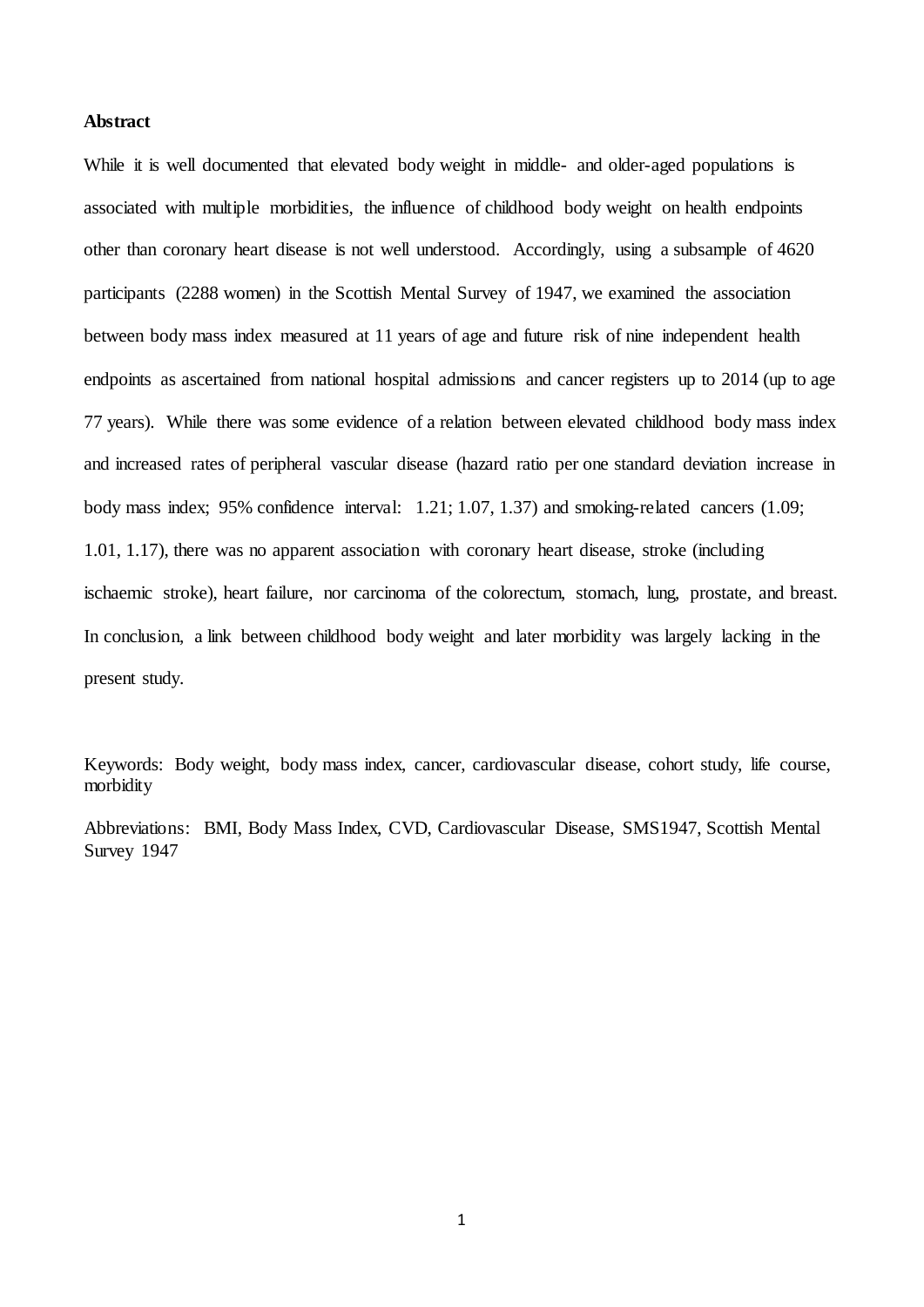**Abstract**

While it is well documented that elevated body weight in middle- and older-aged populations is associated with multiple morbidities, the influence of childhood body weight on health endpoints other than coronary heart disease is not well understood. Accordingly, using a subsample of 4620 participants (2288 women) in the Scottish Mental Survey of 1947, we examined the association between body mass index measured at 11 years of age and future risk of nine independent health endpoints as ascertained from national hospital admissions and cancer registers up to 2014 (up to age 77 years). While there was some evidence of a relation between elevated childhood body mass index and increased rates of peripheral vascular disease (hazard ratio per one standard deviation increase in body mass index; 95% confidence interval: 1.21; 1.07, 1.37) and smoking-related cancers (1.09; 1.01, 1.17), there was no apparent association with coronary heart disease, stroke (including ischaemic stroke), heart failure, nor carcinoma of the colorectum, stomach, lung, prostate, and breast. In conclusion, a link between childhood body weight and later morbidity was largely lacking in the present study.

Keywords: Body weight, body mass index, cancer, cardiovascular disease, cohort study, life course, morbidity

Abbreviations: BMI, Body Mass Index, CVD, Cardiovascular Disease, SMS1947, Scottish Mental Survey 1947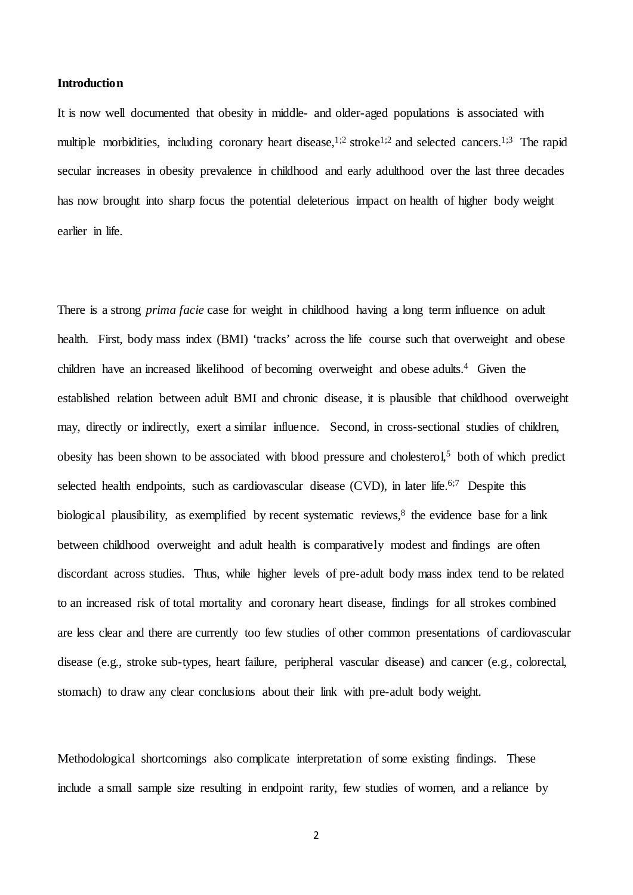**Introduction**

It is now well documented that obesity in middle- and older-aged populations is associated with multiple morbidities, including coronary heart disease,[1;2] stroke[1;2] and selected cancers.[1;3] The rapid secular increases in obesity prevalence in childhood and early adulthood over the last three decades has now brought into sharp focus the potential deleterious impact on health of higher body weight earlier in life.

There is a strong *prima facie* case for weight in childhood having a long term influence on adult health. First, body mass index (BMI) 'tracks' across the life course such that overweight and obese children have an increased likelihood of becoming overweight and obese adults.[4] Given the established relation between adult BMI and chronic disease, it is plausible that childhood overweight may, directly or indirectly, exert a similar influence. Second, in cross-sectional studies of children, obesity has been shown to be associated with blood pressure and cholesterol,[5] both of which predict selected health endpoints, such as cardiovascular disease (CVD), in later life.[6;7] Despite this biological plausibility, as exemplified by recent systematic reviews,[8] the evidence base for a link between childhood overweight and adult health is comparatively modest and findings are often discordant across studies. Thus, while higher levels of pre-adult body mass index tend to be related to an increased risk of total mortality and coronary heart disease, findings for all strokes combined are less clear and there are currently too few studies of other common presentations of cardiovascular disease (e.g., stroke sub-types, heart failure, peripheral vascular disease) and cancer (e.g., colorectal, stomach) to draw any clear conclusions about their link with pre-adult body weight.

Methodological shortcomings also complicate interpretation of some existing findings. These include a small sample size resulting in endpoint rarity, few studies of women, and a reliance by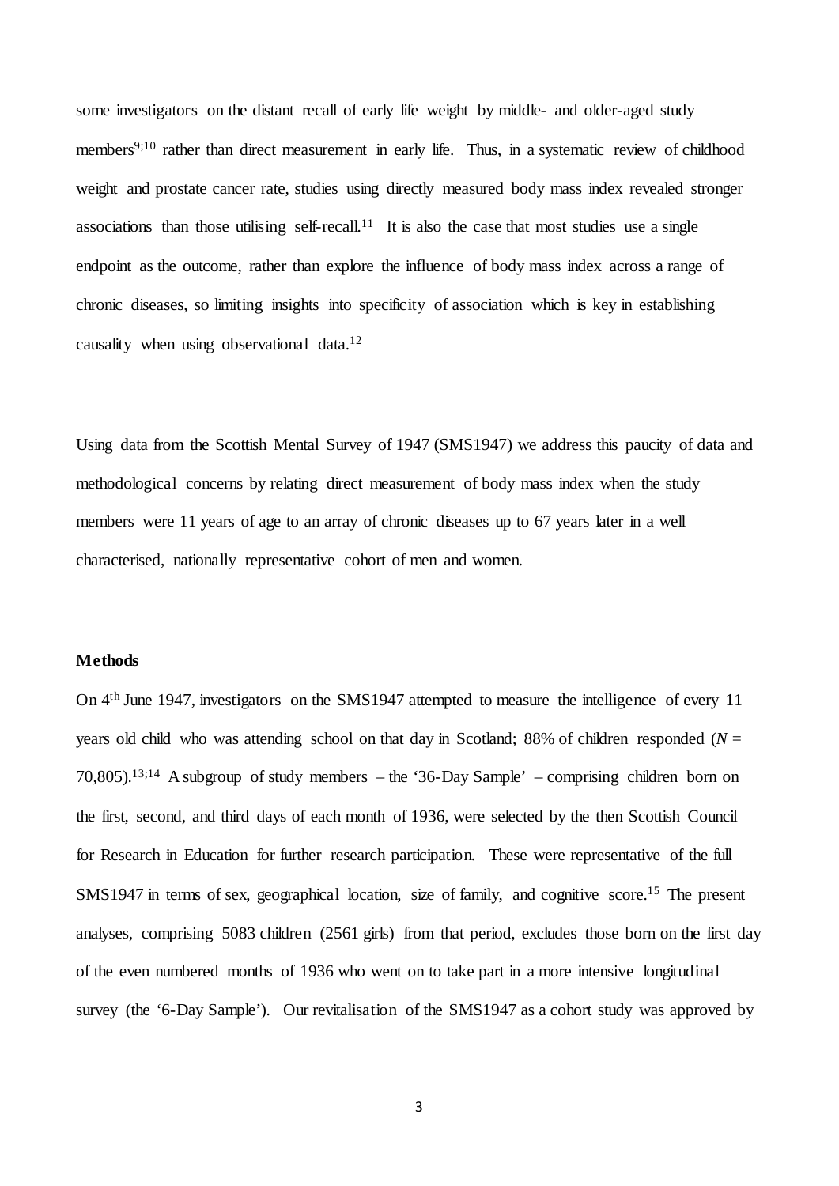some investigators on the distant recall of early life weight by middle- and older-aged study members[9;10] rather than direct measurement in early life. Thus, in a systematic review of childhood weight and prostate cancer rate, studies using directly measured body mass index revealed stronger associations than those utilising self-recall.[11] It is also the case that most studies use a single endpoint as the outcome, rather than explore the influence of body mass index across a range of chronic diseases, so limiting insights into specificity of association which is key in establishing causality when using observational data.[12]

Using data from the Scottish Mental Survey of 1947 (SMS1947) we address this paucity of data and methodological concerns by relating direct measurement of body mass index when the study members were 11 years of age to an array of chronic diseases up to 67 years later in a well characterised, nationally representative cohort of men and women.

## Methods

On 4th June 1947, investigators on the SMS1947 attempted to measure the intelligence of every 11 years old child who was attending school on that day in Scotland; 88% of children responded (*N* = 70,805).[13;14] A subgroup of study members – the '36-Day Sample' – comprising children born on the first, second, and third days of each month of 1936, were selected by the then Scottish Council for Research in Education for further research participation. These were representative of the full SMS1947 in terms of sex, geographical location, size of family, and cognitive score.[15] The present analyses, comprising 5083 children (2561 girls) from that period, excludes those born on the first day of the even numbered months of 1936 who went on to take part in a more intensive longitudinal survey (the '6-Day Sample'). Our revitalisation of the SMS1947 as a cohort study was approved by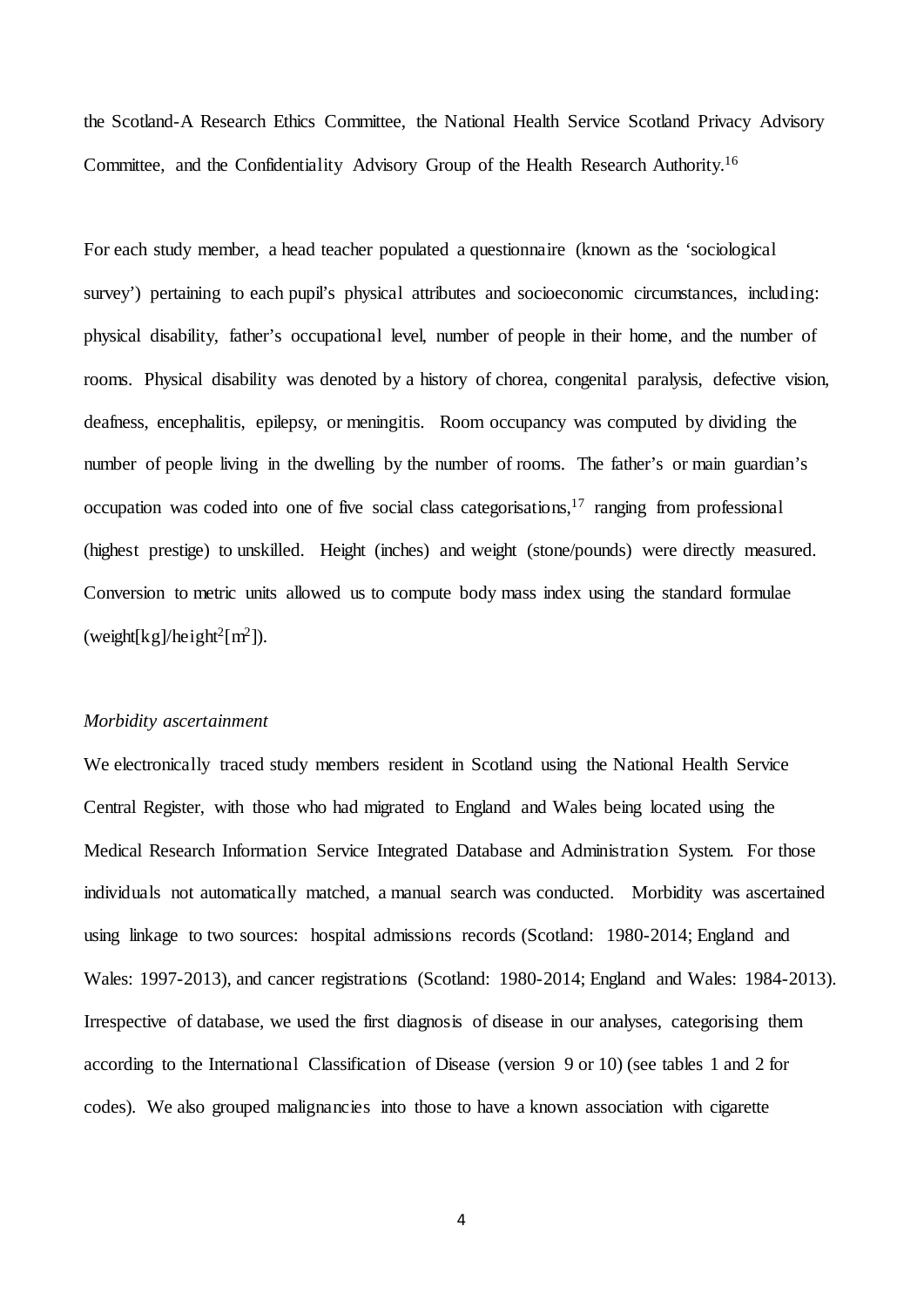the Scotland-A Research Ethics Committee, the National Health Service Scotland Privacy Advisory Committee, and the Confidentiality Advisory Group of the Health Research Authority.[16]

For each study member, a head teacher populated a questionnaire (known as the 'sociological survey') pertaining to each pupil's physical attributes and socioeconomic circumstances, including: physical disability, father's occupational level, number of people in their home, and the number of rooms. Physical disability was denoted by a history of chorea, congenital paralysis, defective vision, deafness, encephalitis, epilepsy, or meningitis. Room occupancy was computed by dividing the number of people living in the dwelling by the number of rooms. The father's or main guardian's occupation was coded into one of five social class categorisations,[17] ranging from professional (highest prestige) to unskilled. Height (inches) and weight (stone/pounds) were directly measured. Conversion to metric units allowed us to compute body mass index using the standard formulae (weight[kg]/height$^2$[m$^2$]).

*Morbidity ascertainment*

We electronically traced study members resident in Scotland using the National Health Service Central Register, with those who had migrated to England and Wales being located using the Medical Research Information Service Integrated Database and Administration System. For those individuals not automatically matched, a manual search was conducted. Morbidity was ascertained using linkage to two sources: hospital admissions records (Scotland: 1980-2014; England and Wales: 1997-2013), and cancer registrations (Scotland: 1980-2014; England and Wales: 1984-2013). Irrespective of database, we used the first diagnosis of disease in our analyses, categorising them according to the International Classification of Disease (version 9 or 10) (see tables 1 and 2 for codes). We also grouped malignancies into those to have a known association with cigarette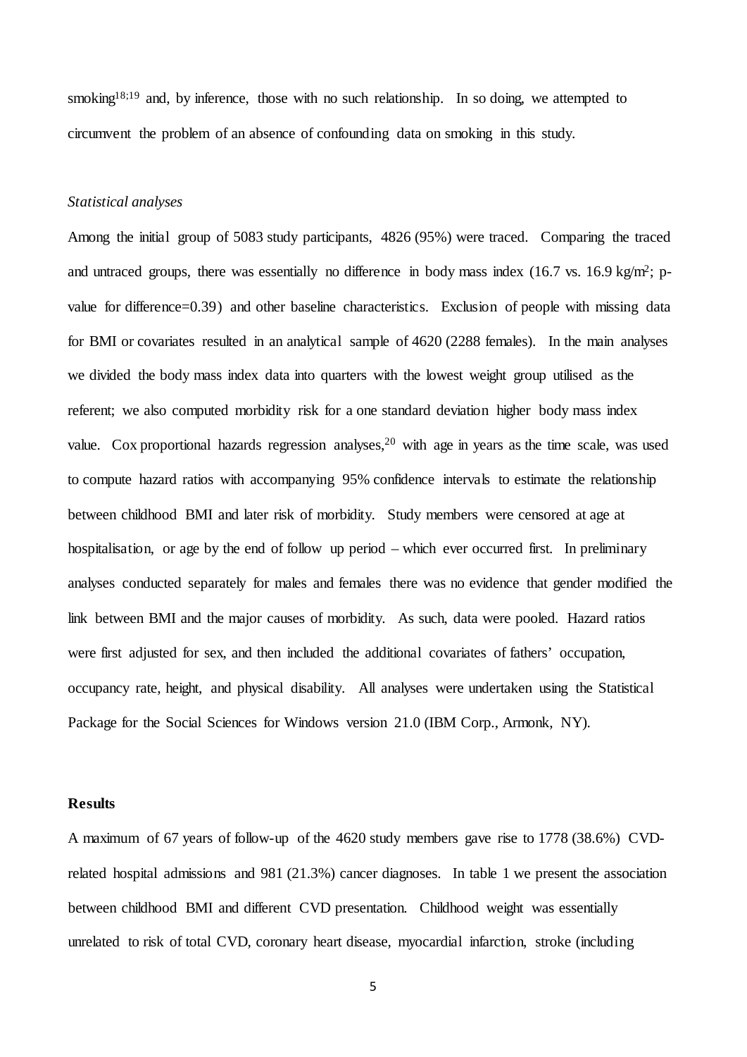smoking[18;19] and, by inference, those with no such relationship. In so doing, we attempted to circumvent the problem of an absence of confounding data on smoking in this study.

*Statistical analyses*

Among the initial group of 5083 study participants, 4826 (95%) were traced. Comparing the traced and untraced groups, there was essentially no difference in body mass index (16.7 vs. 16.9 kg/m$^2$; p-value for difference=0.39) and other baseline characteristics. Exclusion of people with missing data for BMI or covariates resulted in an analytical sample of 4620 (2288 females). In the main analyses we divided the body mass index data into quarters with the lowest weight group utilised as the referent; we also computed morbidity risk for a one standard deviation higher body mass index value. Cox proportional hazards regression analyses,[20] with age in years as the time scale, was used to compute hazard ratios with accompanying 95% confidence intervals to estimate the relationship between childhood BMI and later risk of morbidity. Study members were censored at age at hospitalisation, or age by the end of follow up period – which ever occurred first. In preliminary analyses conducted separately for males and females there was no evidence that gender modified the link between BMI and the major causes of morbidity. As such, data were pooled. Hazard ratios were first adjusted for sex, and then included the additional covariates of fathers' occupation, occupancy rate, height, and physical disability. All analyses were undertaken using the Statistical Package for the Social Sciences for Windows version 21.0 (IBM Corp., Armonk, NY).

## Results

A maximum of 67 years of follow-up of the 4620 study members gave rise to 1778 (38.6%) CVD-related hospital admissions and 981 (21.3%) cancer diagnoses. In table 1 we present the association between childhood BMI and different CVD presentation. Childhood weight was essentially unrelated to risk of total CVD, coronary heart disease, myocardial infarction, stroke (including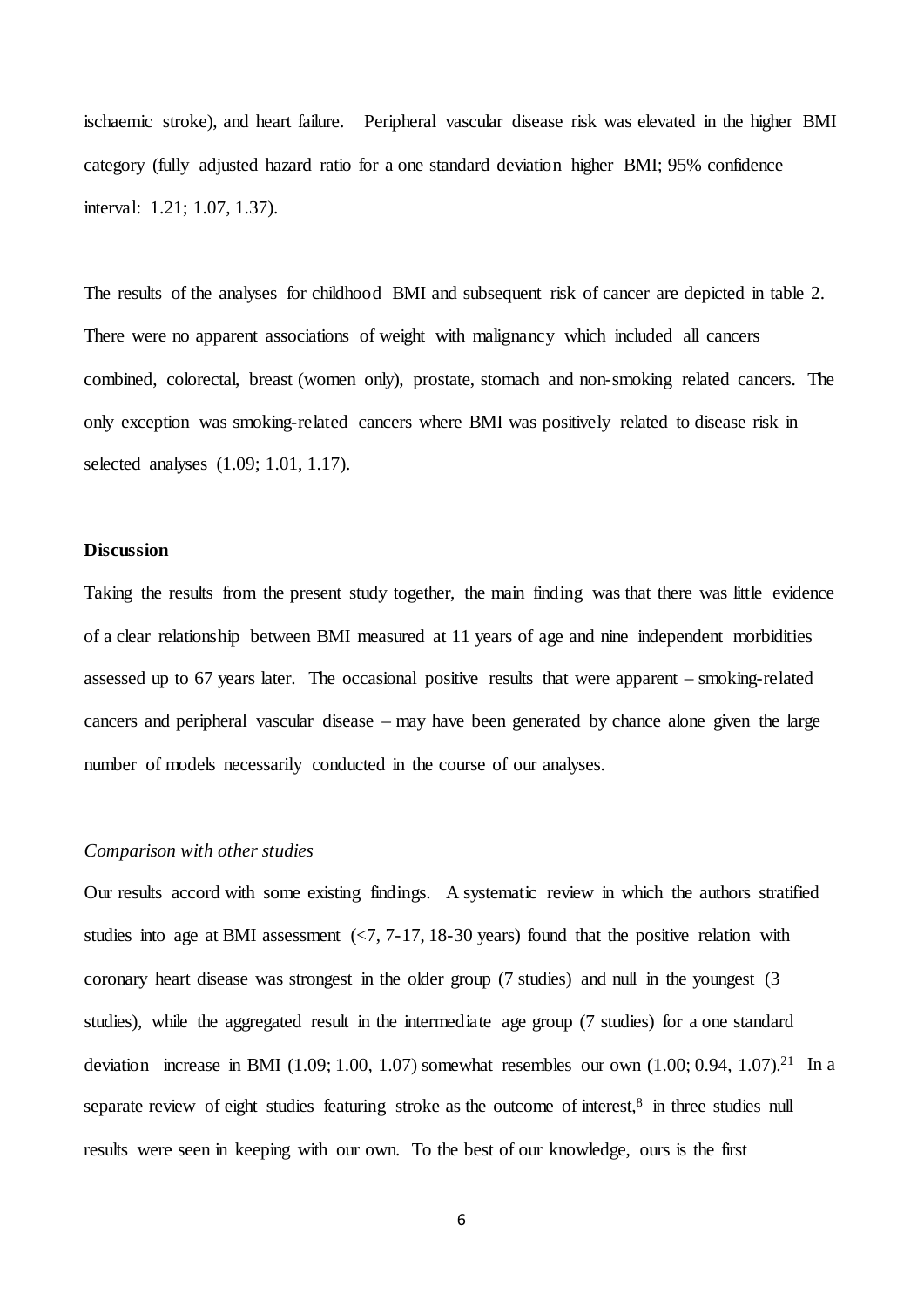ischaemic stroke), and heart failure. Peripheral vascular disease risk was elevated in the higher BMI category (fully adjusted hazard ratio for a one standard deviation higher BMI; 95% confidence interval: 1.21; 1.07, 1.37).

The results of the analyses for childhood BMI and subsequent risk of cancer are depicted in table 2. There were no apparent associations of weight with malignancy which included all cancers combined, colorectal, breast (women only), prostate, stomach and non-smoking related cancers. The only exception was smoking-related cancers where BMI was positively related to disease risk in selected analyses (1.09; 1.01, 1.17).

## Discussion

Taking the results from the present study together, the main finding was that there was little evidence of a clear relationship between BMI measured at 11 years of age and nine independent morbidities assessed up to 67 years later. The occasional positive results that were apparent – smoking-related cancers and peripheral vascular disease – may have been generated by chance alone given the large number of models necessarily conducted in the course of our analyses.

### *Comparison with other studies*

Our results accord with some existing findings. A systematic review in which the authors stratified studies into age at BMI assessment (<7, 7-17, 18-30 years) found that the positive relation with coronary heart disease was strongest in the older group (7 studies) and null in the youngest (3 studies), while the aggregated result in the intermediate age group (7 studies) for a one standard deviation increase in BMI (1.09; 1.00, 1.07) somewhat resembles our own (1.00; 0.94, 1.07).[21] In a separate review of eight studies featuring stroke as the outcome of interest,[8] in three studies null results were seen in keeping with our own. To the best of our knowledge, ours is the first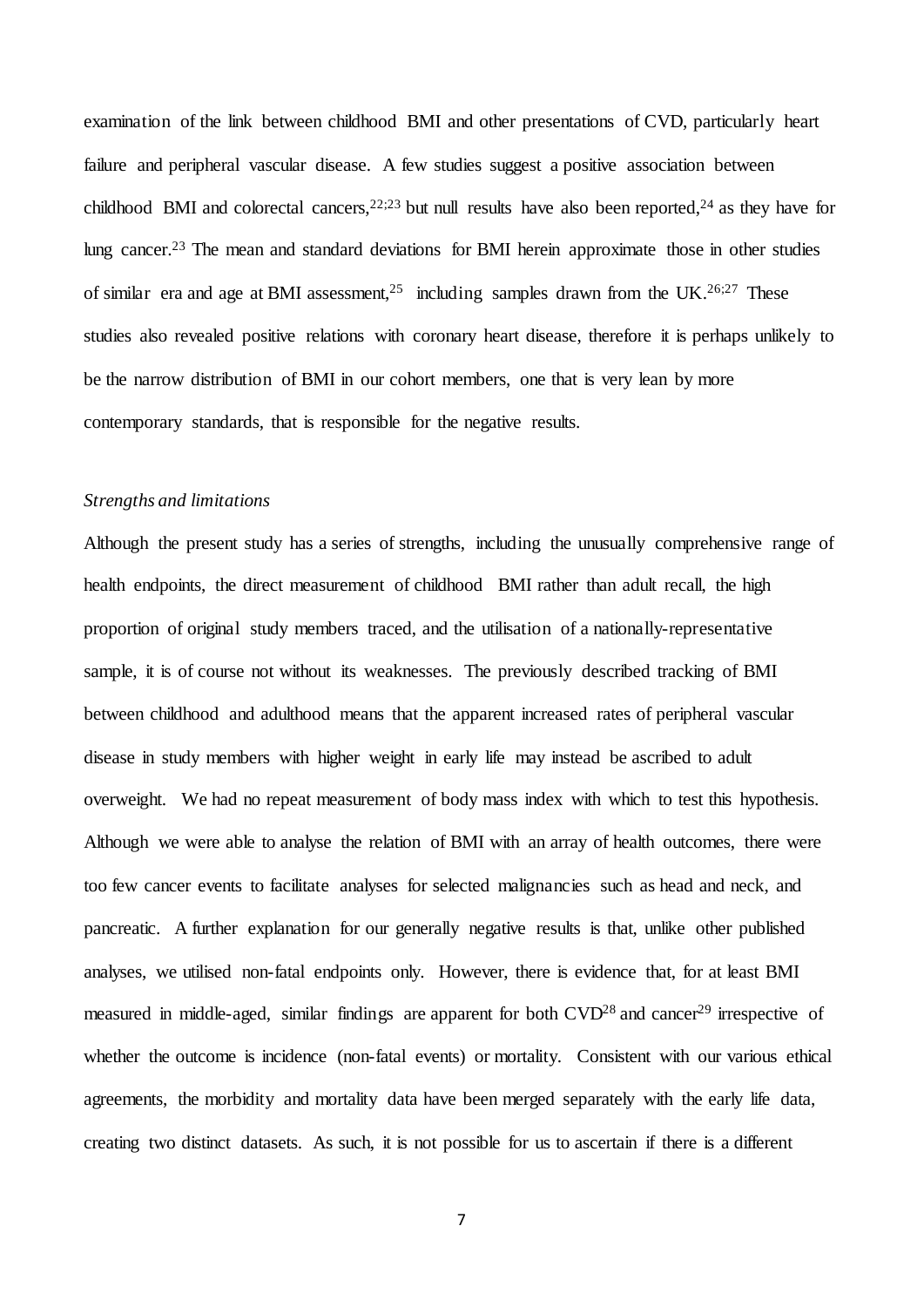examination of the link between childhood BMI and other presentations of CVD, particularly heart failure and peripheral vascular disease. A few studies suggest a positive association between childhood BMI and colorectal cancers,[22;23] but null results have also been reported,[24] as they have for lung cancer.[23] The mean and standard deviations for BMI herein approximate those in other studies of similar era and age at BMI assessment,[25] including samples drawn from the UK.[26;27] These studies also revealed positive relations with coronary heart disease, therefore it is perhaps unlikely to be the narrow distribution of BMI in our cohort members, one that is very lean by more contemporary standards, that is responsible for the negative results.

*Strengths and limitations*

Although the present study has a series of strengths, including the unusually comprehensive range of health endpoints, the direct measurement of childhood BMI rather than adult recall, the high proportion of original study members traced, and the utilisation of a nationally-representative sample, it is of course not without its weaknesses. The previously described tracking of BMI between childhood and adulthood means that the apparent increased rates of peripheral vascular disease in study members with higher weight in early life may instead be ascribed to adult overweight. We had no repeat measurement of body mass index with which to test this hypothesis. Although we were able to analyse the relation of BMI with an array of health outcomes, there were too few cancer events to facilitate analyses for selected malignancies such as head and neck, and pancreatic. A further explanation for our generally negative results is that, unlike other published analyses, we utilised non-fatal endpoints only. However, there is evidence that, for at least BMI measured in middle-aged, similar findings are apparent for both CVD[28] and cancer[29] irrespective of whether the outcome is incidence (non-fatal events) or mortality. Consistent with our various ethical agreements, the morbidity and mortality data have been merged separately with the early life data, creating two distinct datasets. As such, it is not possible for us to ascertain if there is a different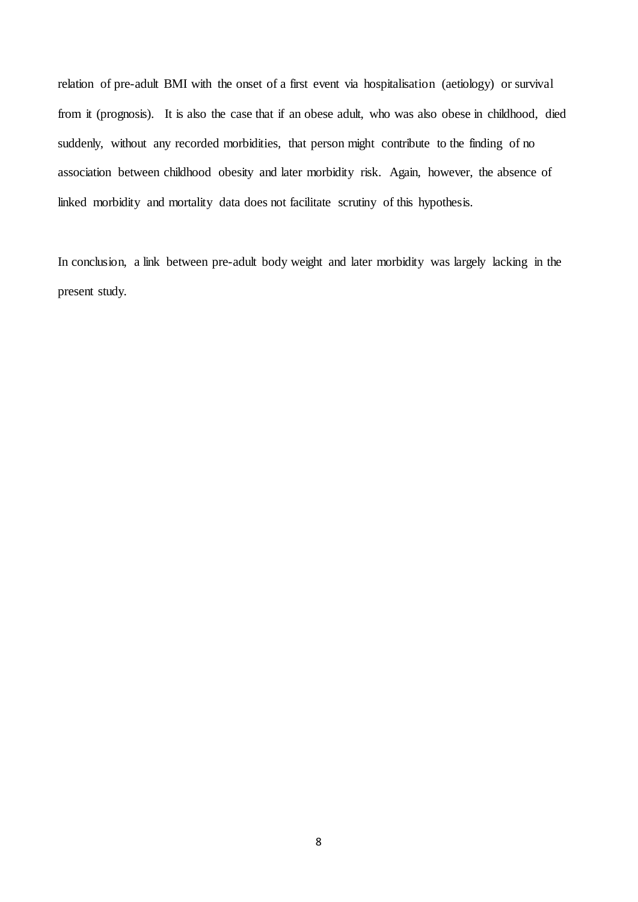relation of pre-adult BMI with the onset of a first event via hospitalisation (aetiology) or survival from it (prognosis). It is also the case that if an obese adult, who was also obese in childhood, died suddenly, without any recorded morbidities, that person might contribute to the finding of no association between childhood obesity and later morbidity risk. Again, however, the absence of linked morbidity and mortality data does not facilitate scrutiny of this hypothesis.

In conclusion, a link between pre-adult body weight and later morbidity was largely lacking in the present study.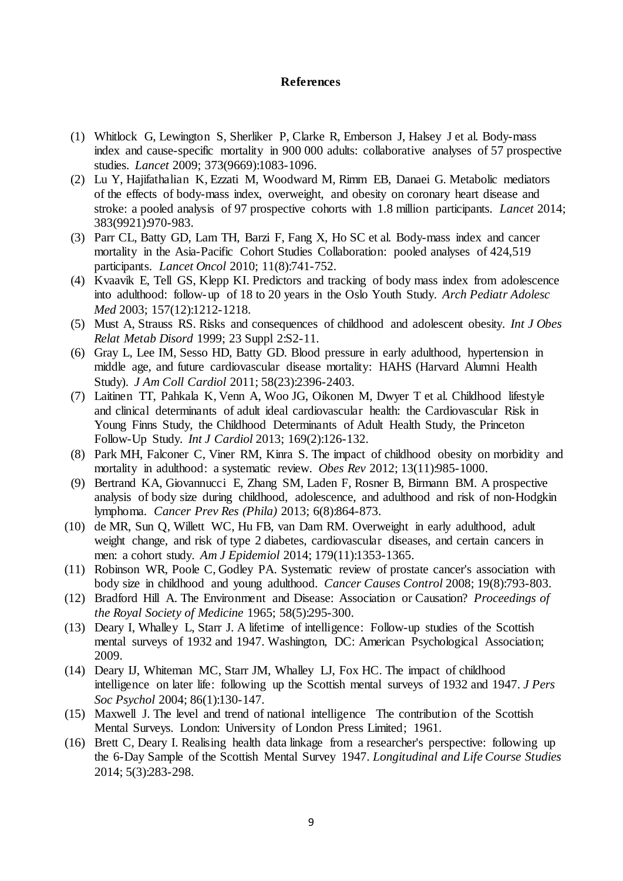**References**

(1) Whitlock G, Lewington S, Sherliker P, Clarke R, Emberson J, Halsey J et al. Body-mass index and cause-specific mortality in 900 000 adults: collaborative analyses of 57 prospective studies. *Lancet* 2009; 373(9669):1083-1096.

(2) Lu Y, Hajifathalian K, Ezzati M, Woodward M, Rimm EB, Danaei G. Metabolic mediators of the effects of body-mass index, overweight, and obesity on coronary heart disease and stroke: a pooled analysis of 97 prospective cohorts with 1.8 million participants. *Lancet* 2014; 383(9921):970-983.

(3) Parr CL, Batty GD, Lam TH, Barzi F, Fang X, Ho SC et al. Body-mass index and cancer mortality in the Asia-Pacific Cohort Studies Collaboration: pooled analyses of 424,519 participants. *Lancet Oncol* 2010; 11(8):741-752.

(4) Kvaavik E, Tell GS, Klepp KI. Predictors and tracking of body mass index from adolescence into adulthood: follow-up of 18 to 20 years in the Oslo Youth Study. *Arch Pediatr Adolesc Med* 2003; 157(12):1212-1218.

(5) Must A, Strauss RS. Risks and consequences of childhood and adolescent obesity. *Int J Obes Relat Metab Disord* 1999; 23 Suppl 2:S2-11.

(6) Gray L, Lee IM, Sesso HD, Batty GD. Blood pressure in early adulthood, hypertension in middle age, and future cardiovascular disease mortality: HAHS (Harvard Alumni Health Study). *J Am Coll Cardiol* 2011; 58(23):2396-2403.

(7) Laitinen TT, Pahkala K, Venn A, Woo JG, Oikonen M, Dwyer T et al. Childhood lifestyle and clinical determinants of adult ideal cardiovascular health: the Cardiovascular Risk in Young Finns Study, the Childhood Determinants of Adult Health Study, the Princeton Follow-Up Study. *Int J Cardiol* 2013; 169(2):126-132.

(8) Park MH, Falconer C, Viner RM, Kinra S. The impact of childhood obesity on morbidity and mortality in adulthood: a systematic review. *Obes Rev* 2012; 13(11):985-1000.

(9) Bertrand KA, Giovannucci E, Zhang SM, Laden F, Rosner B, Birmann BM. A prospective analysis of body size during childhood, adolescence, and adulthood and risk of non-Hodgkin lymphoma. *Cancer Prev Res (Phila)* 2013; 6(8):864-873.

(10) de MR, Sun Q, Willett WC, Hu FB, van Dam RM. Overweight in early adulthood, adult weight change, and risk of type 2 diabetes, cardiovascular diseases, and certain cancers in men: a cohort study. *Am J Epidemiol* 2014; 179(11):1353-1365.

(11) Robinson WR, Poole C, Godley PA. Systematic review of prostate cancer's association with body size in childhood and young adulthood. *Cancer Causes Control* 2008; 19(8):793-803.

(12) Bradford Hill A. The Environment and Disease: Association or Causation? *Proceedings of the Royal Society of Medicine* 1965; 58(5):295-300.

(13) Deary I, Whalley L, Starr J. A lifetime of intelligence: Follow-up studies of the Scottish mental surveys of 1932 and 1947. Washington, DC: American Psychological Association; 2009.

(14) Deary IJ, Whiteman MC, Starr JM, Whalley LJ, Fox HC. The impact of childhood intelligence on later life: following up the Scottish mental surveys of 1932 and 1947. *J Pers Soc Psychol* 2004; 86(1):130-147.

(15) Maxwell J. The level and trend of national intelligence The contribution of the Scottish Mental Surveys. London: University of London Press Limited; 1961.

(16) Brett C, Deary I. Realising health data linkage from a researcher's perspective: following up the 6-Day Sample of the Scottish Mental Survey 1947. *Longitudinal and Life Course Studies* 2014; 5(3):283-298.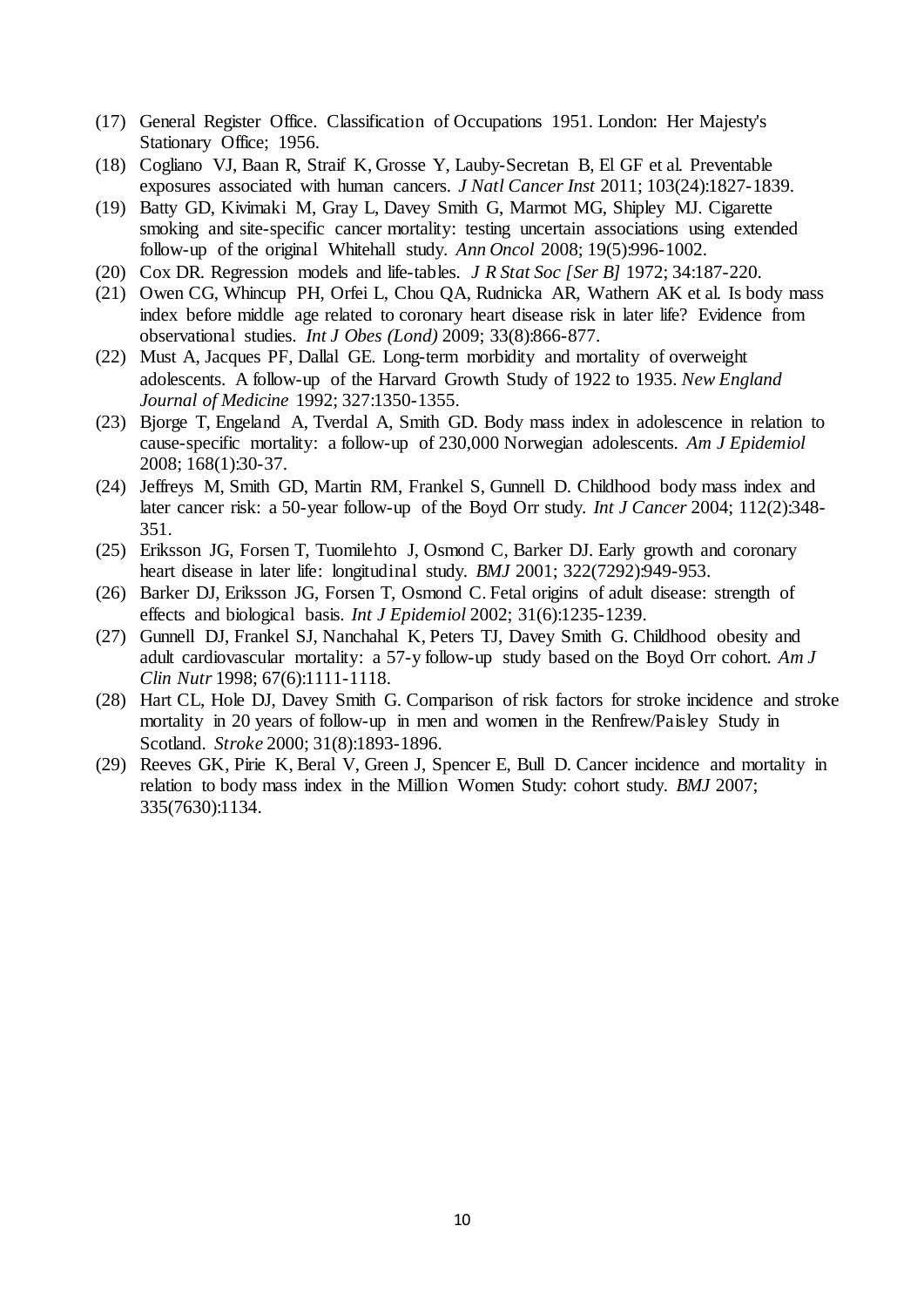(17) General Register Office. Classification of Occupations 1951. London: Her Majesty's Stationary Office; 1956.

(18) Cogliano VJ, Baan R, Straif K, Grosse Y, Lauby-Secretan B, El GF et al. Preventable exposures associated with human cancers. *J Natl Cancer Inst* 2011; 103(24):1827-1839.

(19) Batty GD, Kivimaki M, Gray L, Davey Smith G, Marmot MG, Shipley MJ. Cigarette smoking and site-specific cancer mortality: testing uncertain associations using extended follow-up of the original Whitehall study. *Ann Oncol* 2008; 19(5):996-1002.

(20) Cox DR. Regression models and life-tables. *J R Stat Soc [Ser B]* 1972; 34:187-220.

(21) Owen CG, Whincup PH, Orfei L, Chou QA, Rudnicka AR, Wathern AK et al. Is body mass index before middle age related to coronary heart disease risk in later life? Evidence from observational studies. *Int J Obes (Lond)* 2009; 33(8):866-877.

(22) Must A, Jacques PF, Dallal GE. Long-term morbidity and mortality of overweight adolescents. A follow-up of the Harvard Growth Study of 1922 to 1935. *New England Journal of Medicine* 1992; 327:1350-1355.

(23) Bjorge T, Engeland A, Tverdal A, Smith GD. Body mass index in adolescence in relation to cause-specific mortality: a follow-up of 230,000 Norwegian adolescents. *Am J Epidemiol* 2008; 168(1):30-37.

(24) Jeffreys M, Smith GD, Martin RM, Frankel S, Gunnell D. Childhood body mass index and later cancer risk: a 50-year follow-up of the Boyd Orr study. *Int J Cancer* 2004; 112(2):348-351.

(25) Eriksson JG, Forsen T, Tuomilehto J, Osmond C, Barker DJ. Early growth and coronary heart disease in later life: longitudinal study. *BMJ* 2001; 322(7292):949-953.

(26) Barker DJ, Eriksson JG, Forsen T, Osmond C. Fetal origins of adult disease: strength of effects and biological basis. *Int J Epidemiol* 2002; 31(6):1235-1239.

(27) Gunnell DJ, Frankel SJ, Nanchahal K, Peters TJ, Davey Smith G. Childhood obesity and adult cardiovascular mortality: a 57-y follow-up study based on the Boyd Orr cohort. *Am J Clin Nutr* 1998; 67(6):1111-1118.

(28) Hart CL, Hole DJ, Davey Smith G. Comparison of risk factors for stroke incidence and stroke mortality in 20 years of follow-up in men and women in the Renfrew/Paisley Study in Scotland. *Stroke* 2000; 31(8):1893-1896.

(29) Reeves GK, Pirie K, Beral V, Green J, Spencer E, Bull D. Cancer incidence and mortality in relation to body mass index in the Million Women Study: cohort study. *BMJ* 2007; 335(7630):1134.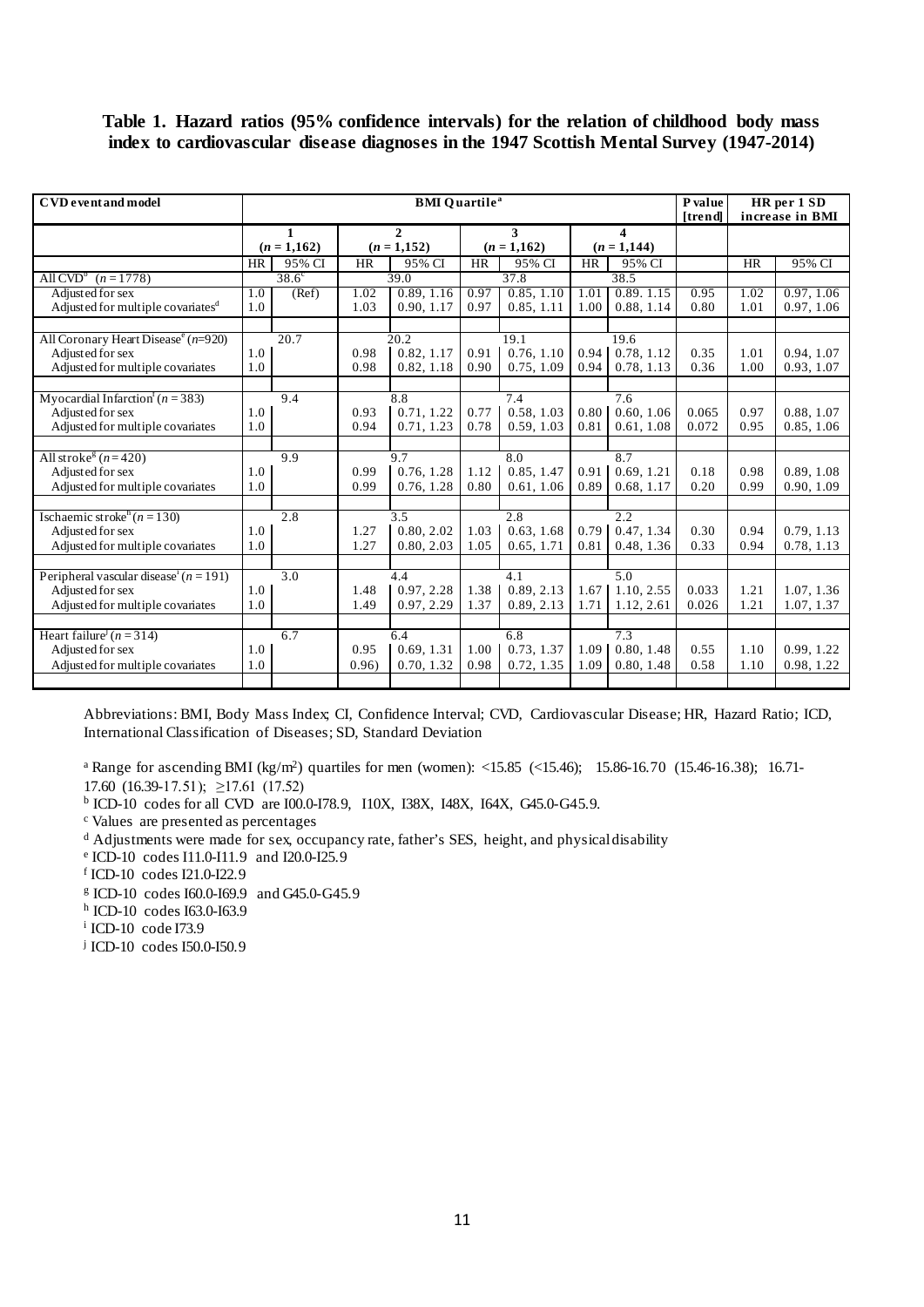**Table 1. Hazard ratios (95% confidence intervals) for the relation of childhood body mass index to cardiovascular disease diagnoses in the 1947 Scottish Mental Survey (1947-2014)**

| CVD event and model | BMI Quartile[a] | | | | | | | | P value [trend] | HR per 1 SD increase in BMI | |
|---|---|---|---|---|---|---|---|---|---|---|---|
| | 1 ($n$ = 1,162) | | 2 ($n$ = 1,152) | | 3 ($n$ = 1,162) | | 4 ($n$ = 1,144) | | | | |
| | HR | 95% CI | HR | 95% CI | HR | 95% CI | HR | 95% CI | | HR | 95% CI |
| All CVD[b] ($n$ = 1778) | 38.6[c] | | 39.0 | | 37.8 | | 38.5 | | | | |
| Adjusted for sex | 1.0 | (Ref) | 1.02 | 0.89, 1.16 | 0.97 | 0.85, 1.10 | 1.01 | 0.89. 1.15 | 0.95 | 1.02 | 0.97, 1.06 |
| Adjusted for multiple covariates[d] | 1.0 | | 1.03 | 0.90, 1.17 | 0.97 | 0.85, 1.11 | 1.00 | 0.88, 1.14 | 0.80 | 1.01 | 0.97, 1.06 |
| All Coronary Heart Disease[e] ($n$=920) | 20.7 | | 20.2 | | 19.1 | | 19.6 | | | | |
| Adjusted for sex | 1.0 | | 0.98 | 0.82, 1.17 | 0.91 | 0.76, 1.10 | 0.94 | 0.78, 1.12 | 0.35 | 1.01 | 0.94, 1.07 |
| Adjusted for multiple covariates | 1.0 | | 0.98 | 0.82, 1.18 | 0.90 | 0.75, 1.09 | 0.94 | 0.78, 1.13 | 0.36 | 1.00 | 0.93, 1.07 |
| Myocardial Infarction[f] ($n$ = 383) | 9.4 | | 8.8 | | 7.4 | | 7.6 | | | | |
| Adjusted for sex | 1.0 | | 0.93 | 0.71, 1.22 | 0.77 | 0.58, 1.03 | 0.80 | 0.60, 1.06 | 0.065 | 0.97 | 0.88, 1.07 |
| Adjusted for multiple covariates | 1.0 | | 0.94 | 0.71, 1.23 | 0.78 | 0.59, 1.03 | 0.81 | 0.61, 1.08 | 0.072 | 0.95 | 0.85, 1.06 |
| All stroke[g] ($n$ = 420) | 9.9 | | 9.7 | | 8.0 | | 8.7 | | | | |
| Adjusted for sex | 1.0 | | 0.99 | 0.76, 1.28 | 1.12 | 0.85, 1.47 | 0.91 | 0.69, 1.21 | 0.18 | 0.98 | 0.89, 1.08 |
| Adjusted for multiple covariates | 1.0 | | 0.99 | 0.76, 1.28 | 0.80 | 0.61, 1.06 | 0.89 | 0.68, 1.17 | 0.20 | 0.99 | 0.90, 1.09 |
| Ischaemic stroke[h] ($n$ = 130) | 2.8 | | 3.5 | | 2.8 | | 2.2 | | | | |
| Adjusted for sex | 1.0 | | 1.27 | 0.80, 2.02 | 1.03 | 0.63, 1.68 | 0.79 | 0.47, 1.34 | 0.30 | 0.94 | 0.79, 1.13 |
| Adjusted for multiple covariates | 1.0 | | 1.27 | 0.80, 2.03 | 1.05 | 0.65, 1.71 | 0.81 | 0.48, 1.36 | 0.33 | 0.94 | 0.78, 1.13 |
| Peripheral vascular disease[i] ($n$ = 191) | 3.0 | | 4.4 | | 4.1 | | 5.0 | | | | |
| Adjusted for sex | 1.0 | | 1.48 | 0.97, 2.28 | 1.38 | 0.89, 2.13 | 1.67 | 1.10, 2.55 | 0.033 | 1.21 | 1.07, 1.36 |
| Adjusted for multiple covariates | 1.0 | | 1.49 | 0.97, 2.29 | 1.37 | 0.89, 2.13 | 1.71 | 1.12, 2.61 | 0.026 | 1.21 | 1.07, 1.37 |
| Heart failure[j] ($n$ = 314) | 6.7 | | 6.4 | | 6.8 | | 7.3 | | | | |
| Adjusted for sex | 1.0 | | 0.95 | 0.69, 1.31 | 1.00 | 0.73, 1.37 | 1.09 | 0.80, 1.48 | 0.55 | 1.10 | 0.99, 1.22 |
| Adjusted for multiple covariates | 1.0 | | 0.96) | 0.70, 1.32 | 0.98 | 0.72, 1.35 | 1.09 | 0.80, 1.48 | 0.58 | 1.10 | 0.98, 1.22 |

Abbreviations: BMI, Body Mass Index; CI, Confidence Interval; CVD, Cardiovascular Disease; HR, Hazard Ratio; ICD, International Classification of Diseases; SD, Standard Deviation

[a] Range for ascending BMI (kg/m$^2$) quartiles for men (women): <15.85 (<15.46); 15.86-16.70 (15.46-16.38); 16.71-17.60 (16.39-17.51); ≥17.61 (17.52)

[b] ICD-10 codes for all CVD are I00.0-I78.9, I10X, I38X, I48X, I64X, G45.0-G45.9.

[c] Values are presented as percentages

[d] Adjustments were made for sex, occupancy rate, father's SES, height, and physical disability

[e] ICD-10 codes I11.0-I11.9 and I20.0-I25.9

[f] ICD-10 codes I21.0-I22.9

[g] ICD-10 codes I60.0-I69.9 and G45.0-G45.9

[h] ICD-10 codes I63.0-I63.9

[i] ICD-10 code I73.9

[j] ICD-10 codes I50.0-I50.9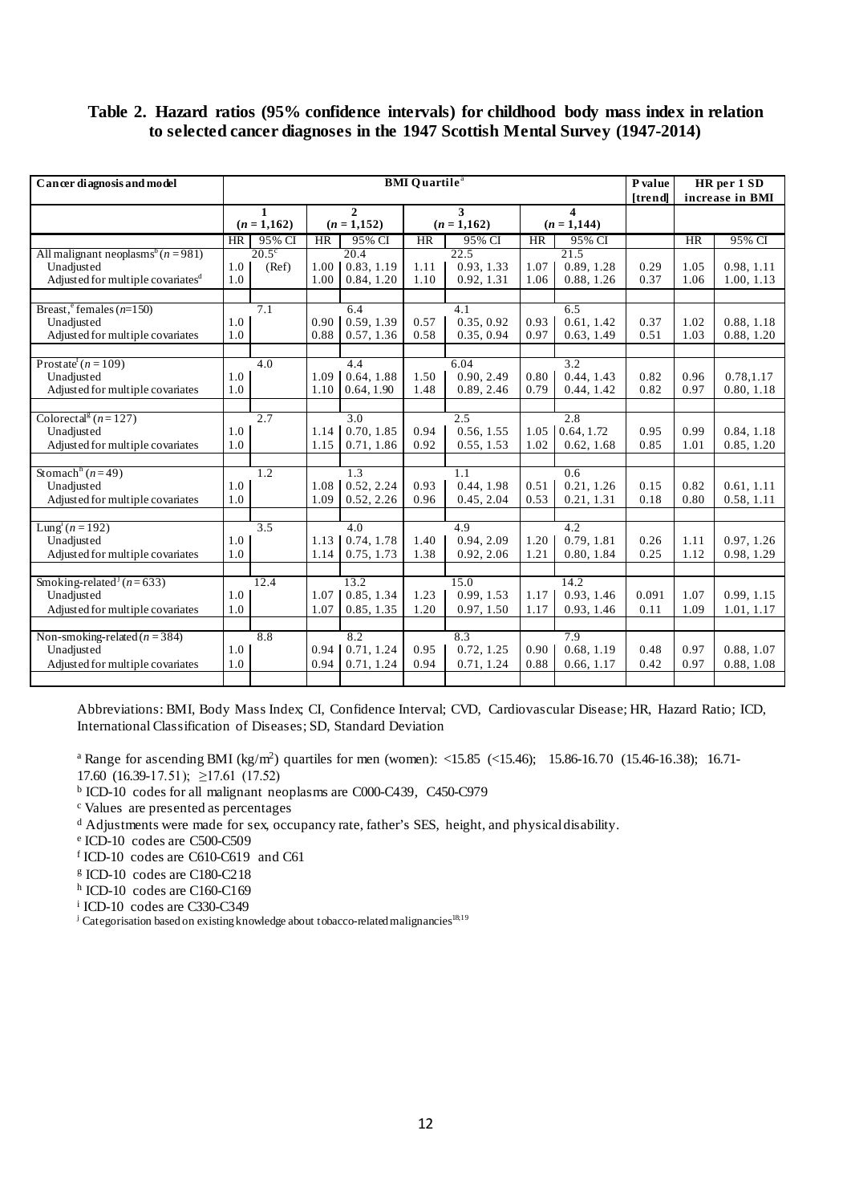## Table 2. Hazard ratios (95% confidence intervals) for childhood body mass index in relation to selected cancer diagnoses in the 1947 Scottish Mental Survey (1947-2014)

| Cancer diagnosis and model | BMI Quartile[a] | | | | | | | | P value [trend] | HR per 1 SD increase in BMI | |
|---|---|---|---|---|---|---|---|---|---|---|---|
| | 1 ($n$ = 1,162) | | 2 ($n$ = 1,152) | | 3 ($n$ = 1,162) | | 4 ($n$ = 1,144) | | | | |
| | HR | 95% CI | HR | 95% CI | HR | 95% CI | HR | 95% CI | | HR | 95% CI |
| All malignant neoplasms[b] ($n$ = 981) | 20.5[c] | | 20.4 | | 22.5 | | 21.5 | | | | |
| Unadjusted | 1.0 | (Ref) | 1.00 | 0.83, 1.19 | 1.11 | 0.93, 1.33 | 1.07 | 0.89, 1.28 | 0.29 | 1.05 | 0.98, 1.11 |
| Adjusted for multiple covariates[d] | 1.0 | | 1.00 | 0.84, 1.20 | 1.10 | 0.92, 1.31 | 1.06 | 0.88, 1.26 | 0.37 | 1.06 | 1.00, 1.13 |
| Breast,[e] females ($n$=150) | 7.1 | | 6.4 | | 4.1 | | 6.5 | | | | |
| Unadjusted | 1.0 | | 0.90 | 0.59, 1.39 | 0.57 | 0.35, 0.92 | 0.93 | 0.61, 1.42 | 0.37 | 1.02 | 0.88, 1.18 |
| Adjusted for multiple covariates | 1.0 | | 0.88 | 0.57, 1.36 | 0.58 | 0.35, 0.94 | 0.97 | 0.63, 1.49 | 0.51 | 1.03 | 0.88, 1.20 |
| Prostate[f] ($n$ = 109) | 4.0 | | 4.4 | | 6.04 | | 3.2 | | | | |
| Unadjusted | 1.0 | | 1.09 | 0.64, 1.88 | 1.50 | 0.90, 2.49 | 0.80 | 0.44, 1.43 | 0.82 | 0.96 | 0.78,1.17 |
| Adjusted for multiple covariates | 1.0 | | 1.10 | 0.64, 1.90 | 1.48 | 0.89, 2.46 | 0.79 | 0.44, 1.42 | 0.82 | 0.97 | 0.80, 1.18 |
| Colorectal[g] ($n$ = 127) | 2.7 | | 3.0 | | 2.5 | | 2.8 | | | | |
| Unadjusted | 1.0 | | 1.14 | 0.70, 1.85 | 0.94 | 0.56, 1.55 | 1.05 | 0.64, 1.72 | 0.95 | 0.99 | 0.84, 1.18 |
| Adjusted for multiple covariates | 1.0 | | 1.15 | 0.71, 1.86 | 0.92 | 0.55, 1.53 | 1.02 | 0.62, 1.68 | 0.85 | 1.01 | 0.85, 1.20 |
| Stomach[h] ($n$ = 49) | 1.2 | | 1.3 | | 1.1 | | 0.6 | | | | |
| Unadjusted | 1.0 | | 1.08 | 0.52, 2.24 | 0.93 | 0.44, 1.98 | 0.51 | 0.21, 1.26 | 0.15 | 0.82 | 0.61, 1.11 |
| Adjusted for multiple covariates | 1.0 | | 1.09 | 0.52, 2.26 | 0.96 | 0.45, 2.04 | 0.53 | 0.21, 1.31 | 0.18 | 0.80 | 0.58, 1.11 |
| Lung[i] ($n$ = 192) | 3.5 | | 4.0 | | 4.9 | | 4.2 | | | | |
| Unadjusted | 1.0 | | 1.13 | 0.74, 1.78 | 1.40 | 0.94, 2.09 | 1.20 | 0.79, 1.81 | 0.26 | 1.11 | 0.97, 1.26 |
| Adjusted for multiple covariates | 1.0 | | 1.14 | 0.75, 1.73 | 1.38 | 0.92, 2.06 | 1.21 | 0.80, 1.84 | 0.25 | 1.12 | 0.98, 1.29 |
| Smoking-related[j] ($n$ = 633) | 12.4 | | 13.2 | | 15.0 | | 14.2 | | | | |
| Unadjusted | 1.0 | | 1.07 | 0.85, 1.34 | 1.23 | 0.99, 1.53 | 1.17 | 0.93, 1.46 | 0.091 | 1.07 | 0.99, 1.15 |
| Adjusted for multiple covariates | 1.0 | | 1.07 | 0.85, 1.35 | 1.20 | 0.97, 1.50 | 1.17 | 0.93, 1.46 | 0.11 | 1.09 | 1.01, 1.17 |
| Non-smoking-related ($n$ = 384) | 8.8 | | 8.2 | | 8.3 | | 7.9 | | | | |
| Unadjusted | 1.0 | | 0.94 | 0.71, 1.24 | 0.95 | 0.72, 1.25 | 0.90 | 0.68, 1.19 | 0.48 | 0.97 | 0.88, 1.07 |
| Adjusted for multiple covariates | 1.0 | | 0.94 | 0.71, 1.24 | 0.94 | 0.71, 1.24 | 0.88 | 0.66, 1.17 | 0.42 | 0.97 | 0.88, 1.08 |

Abbreviations: BMI, Body Mass Index; CI, Confidence Interval; CVD, Cardiovascular Disease; HR, Hazard Ratio; ICD, International Classification of Diseases; SD, Standard Deviation

[a] Range for ascending BMI (kg/m$^2$) quartiles for men (women): <15.85 (<15.46); 15.86-16.70 (15.46-16.38); 16.71-17.60 (16.39-17.51); ≥17.61 (17.52)

[b] ICD-10 codes for all malignant neoplasms are C000-C439, C450-C979

[c] Values are presented as percentages

[d] Adjustments were made for sex, occupancy rate, father's SES, height, and physical disability.

[e] ICD-10 codes are C500-C509

[f] ICD-10 codes are C610-C619 and C61

[g] ICD-10 codes are C180-C218

[h] ICD-10 codes are C160-C169

[i] ICD-10 codes are C330-C349

[j] Categorisation based on existing knowledge about tobacco-related malignancies[18,19]